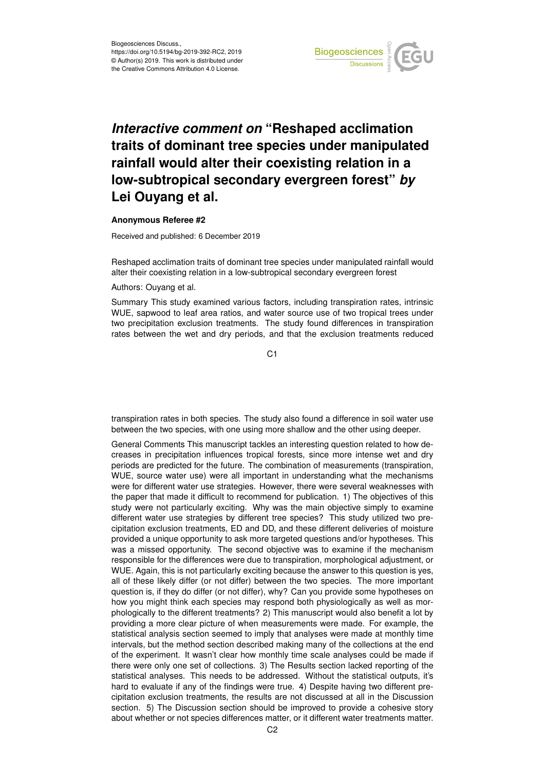# *Interactive comment on* "Reshaped acclimation traits of dominant tree species under manipulated rainfall would alter their coexisting relation in a low-subtropical secondary evergreen forest" *by* Lei Ouyang et al.

**Anonymous Referee #2**

Received and published: 6 December 2019

Reshaped acclimation traits of dominant tree species under manipulated rainfall would alter their coexisting relation in a low-subtropical secondary evergreen forest

Authors: Ouyang et al.

Summary This study examined various factors, including transpiration rates, intrinsic WUE, sapwood to leaf area ratios, and water source use of two tropical trees under two precipitation exclusion treatments. The study found differences in transpiration rates between the wet and dry periods, and that the exclusion treatments reduced transpiration rates in both species. The study also found a difference in soil water use between the two species, with one using more shallow and the other using deeper.

General Comments This manuscript tackles an interesting question related to how decreases in precipitation influences tropical forests, since more intense wet and dry periods are predicted for the future. The combination of measurements (transpiration, WUE, source water use) were all important in understanding what the mechanisms were for different water use strategies. However, there were several weaknesses with the paper that made it difficult to recommend for publication. 1) The objectives of this study were not particularly exciting. Why was the main objective simply to examine different water use strategies by different tree species? This study utilized two precipitation exclusion treatments, ED and DD, and these different deliveries of moisture provided a unique opportunity to ask more targeted questions and/or hypotheses. This was a missed opportunity. The second objective was to examine if the mechanism responsible for the differences were due to transpiration, morphological adjustment, or WUE. Again, this is not particularly exciting because the answer to this question is yes, all of these likely differ (or not differ) between the two species. The more important question is, if they do differ (or not differ), why? Can you provide some hypotheses on how you might think each species may respond both physiologically as well as morphologically to the different treatments? 2) This manuscript would also benefit a lot by providing a more clear picture of when measurements were made. For example, the statistical analysis section seemed to imply that analyses were made at monthly time intervals, but the method section described making many of the collections at the end of the experiment. It wasn't clear how monthly time scale analyses could be made if there were only one set of collections. 3) The Results section lacked reporting of the statistical analyses. This needs to be addressed. Without the statistical outputs, it's hard to evaluate if any of the findings were true. 4) Despite having two different precipitation exclusion treatments, the results are not discussed at all in the Discussion section. 5) The Discussion section should be improved to provide a cohesive story about whether or not species differences matter, or it different water treatments matter.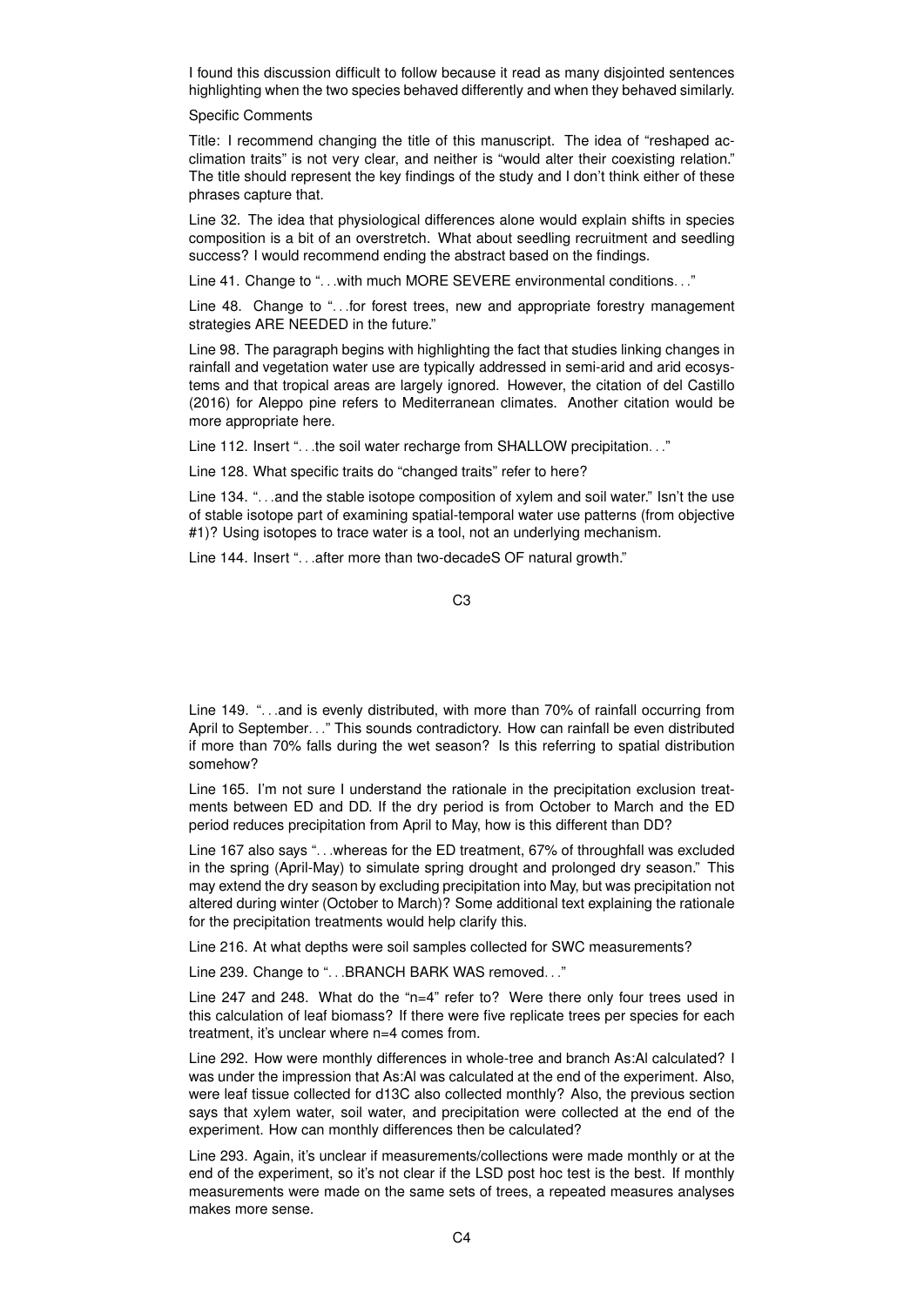I found this discussion difficult to follow because it read as many disjointed sentences highlighting when the two species behaved differently and when they behaved similarly.

Specific Comments

Title: I recommend changing the title of this manuscript. The idea of "reshaped acclimation traits" is not very clear, and neither is "would alter their coexisting relation." The title should represent the key findings of the study and I don't think either of these phrases capture that.

Line 32. The idea that physiological differences alone would explain shifts in species composition is a bit of an overstretch. What about seedling recruitment and seedling success? I would recommend ending the abstract based on the findings.

Line 41. Change to "...with much MORE SEVERE environmental conditions..."

Line 48. Change to "...for forest trees, new and appropriate forestry management strategies ARE NEEDED in the future."

Line 98. The paragraph begins with highlighting the fact that studies linking changes in rainfall and vegetation water use are typically addressed in semi-arid and arid ecosystems and that tropical areas are largely ignored. However, the citation of del Castillo (2016) for Aleppo pine refers to Mediterranean climates. Another citation would be more appropriate here.

Line 112. Insert "...the soil water recharge from SHALLOW precipitation..."

Line 128. What specific traits do "changed traits" refer to here?

Line 134. "...and the stable isotope composition of xylem and soil water." Isn't the use of stable isotope part of examining spatial-temporal water use patterns (from objective #1)? Using isotopes to trace water is a tool, not an underlying mechanism.

Line 144. Insert "...after more than two-decadeS OF natural growth."

Line 149. "...and is evenly distributed, with more than 70% of rainfall occurring from April to September..." This sounds contradictory. How can rainfall be even distributed if more than 70% falls during the wet season? Is this referring to spatial distribution somehow?

Line 165. I'm not sure I understand the rationale in the precipitation exclusion treatments between ED and DD. If the dry period is from October to March and the ED period reduces precipitation from April to May, how is this different than DD?

Line 167 also says "...whereas for the ED treatment, 67% of throughfall was excluded in the spring (April-May) to simulate spring drought and prolonged dry season." This may extend the dry season by excluding precipitation into May, but was precipitation not altered during winter (October to March)? Some additional text explaining the rationale for the precipitation treatments would help clarify this.

Line 216. At what depths were soil samples collected for SWC measurements?

Line 239. Change to "...BRANCH BARK WAS removed..."

Line 247 and 248. What do the "n=4" refer to? Were there only four trees used in this calculation of leaf biomass? If there were five replicate trees per species for each treatment, it's unclear where n=4 comes from.

Line 292. How were monthly differences in whole-tree and branch As:Al calculated? I was under the impression that As:Al was calculated at the end of the experiment. Also, were leaf tissue collected for d13C also collected monthly? Also, the previous section says that xylem water, soil water, and precipitation were collected at the end of the experiment. How can monthly differences then be calculated?

Line 293. Again, it's unclear if measurements/collections were made monthly or at the end of the experiment, so it's not clear if the LSD post hoc test is the best. If monthly measurements were made on the same sets of trees, a repeated measures analyses makes more sense.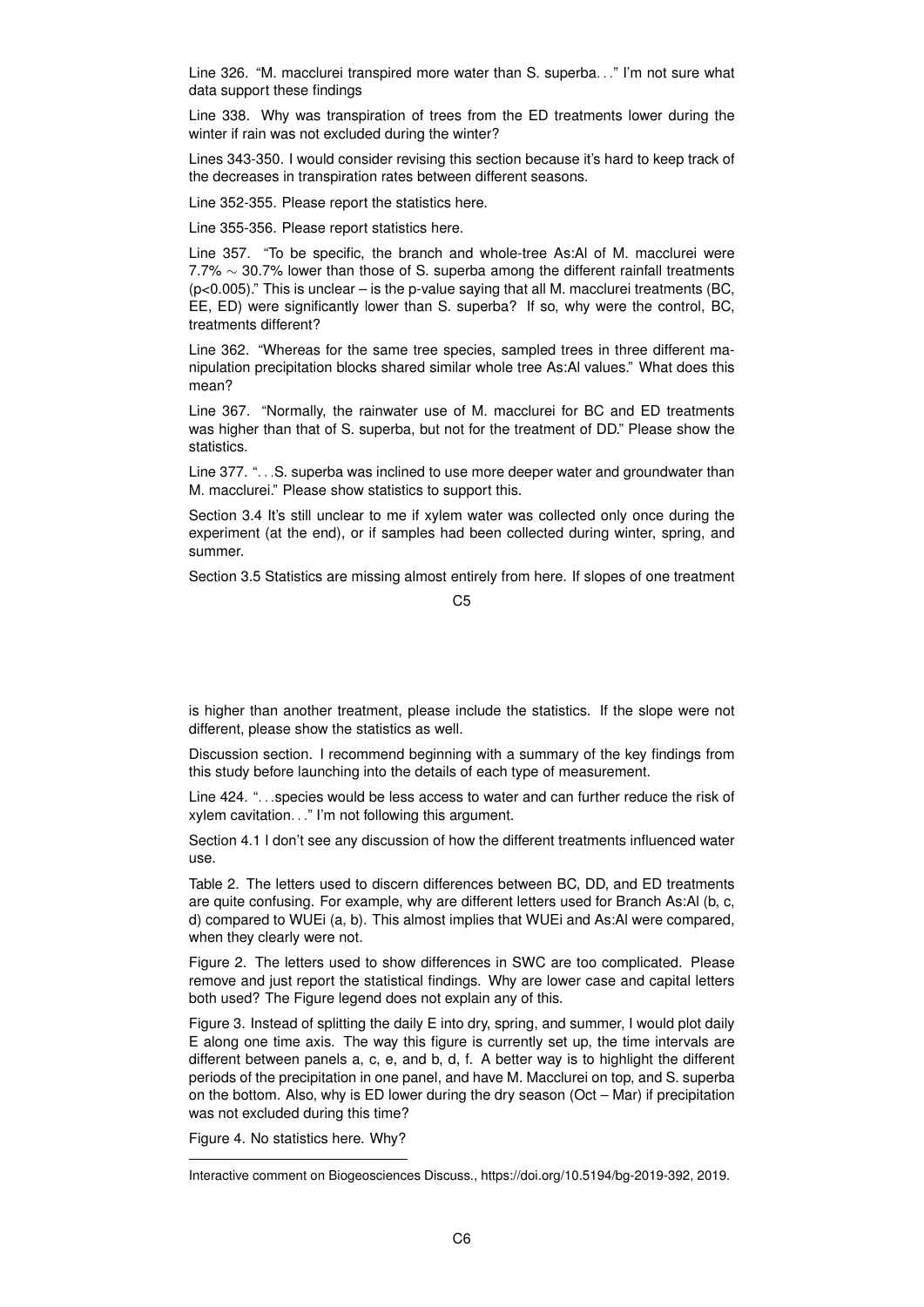Line 326. "M. macclurei transpired more water than S. superba…" I'm not sure what data support these findings

Line 338. Why was transpiration of trees from the ED treatments lower during the winter if rain was not excluded during the winter?

Lines 343-350. I would consider revising this section because it's hard to keep track of the decreases in transpiration rates between different seasons.

Line 352-355. Please report the statistics here.

Line 355-356. Please report statistics here.

Line 357. "To be specific, the branch and whole-tree As:Al of M. macclurei were 7.7% $\sim$ 30.7% lower than those of S. superba among the different rainfall treatments ($p<0.005$)." This is unclear – is the p-value saying that all M. macclurei treatments (BC, EE, ED) were significantly lower than S. superba? If so, why were the control, BC, treatments different?

Line 362. "Whereas for the same tree species, sampled trees in three different manipulation precipitation blocks shared similar whole tree As:Al values." What does this mean?

Line 367. "Normally, the rainwater use of M. macclurei for BC and ED treatments was higher than that of S. superba, but not for the treatment of DD." Please show the statistics.

Line 377. "…S. superba was inclined to use more deeper water and groundwater than M. macclurei." Please show statistics to support this.

Section 3.4 It's still unclear to me if xylem water was collected only once during the experiment (at the end), or if samples had been collected during winter, spring, and summer.

Section 3.5 Statistics are missing almost entirely from here. If slopes of one treatment is higher than another treatment, please include the statistics. If the slope were not different, please show the statistics as well.

Discussion section. I recommend beginning with a summary of the key findings from this study before launching into the details of each type of measurement.

Line 424. "…species would be less access to water and can further reduce the risk of xylem cavitation…" I'm not following this argument.

Section 4.1 I don't see any discussion of how the different treatments influenced water use.

Table 2. The letters used to discern differences between BC, DD, and ED treatments are quite confusing. For example, why are different letters used for Branch As:Al (b, c, d) compared to WUEi (a, b). This almost implies that WUEi and As:Al were compared, when they clearly were not.

Figure 2. The letters used to show differences in SWC are too complicated. Please remove and just report the statistical findings. Why are lower case and capital letters both used? The Figure legend does not explain any of this.

Figure 3. Instead of splitting the daily E into dry, spring, and summer, I would plot daily E along one time axis. The way this figure is currently set up, the time intervals are different between panels a, c, e, and b, d, f. A better way is to highlight the different periods of the precipitation in one panel, and have M. Macclurei on top, and S. superba on the bottom. Also, why is ED lower during the dry season (Oct – Mar) if precipitation was not excluded during this time?

Figure 4. No statistics here. Why?

---

Interactive comment on Biogeosciences Discuss., https://doi.org/10.5194/bg-2019-392, 2019.